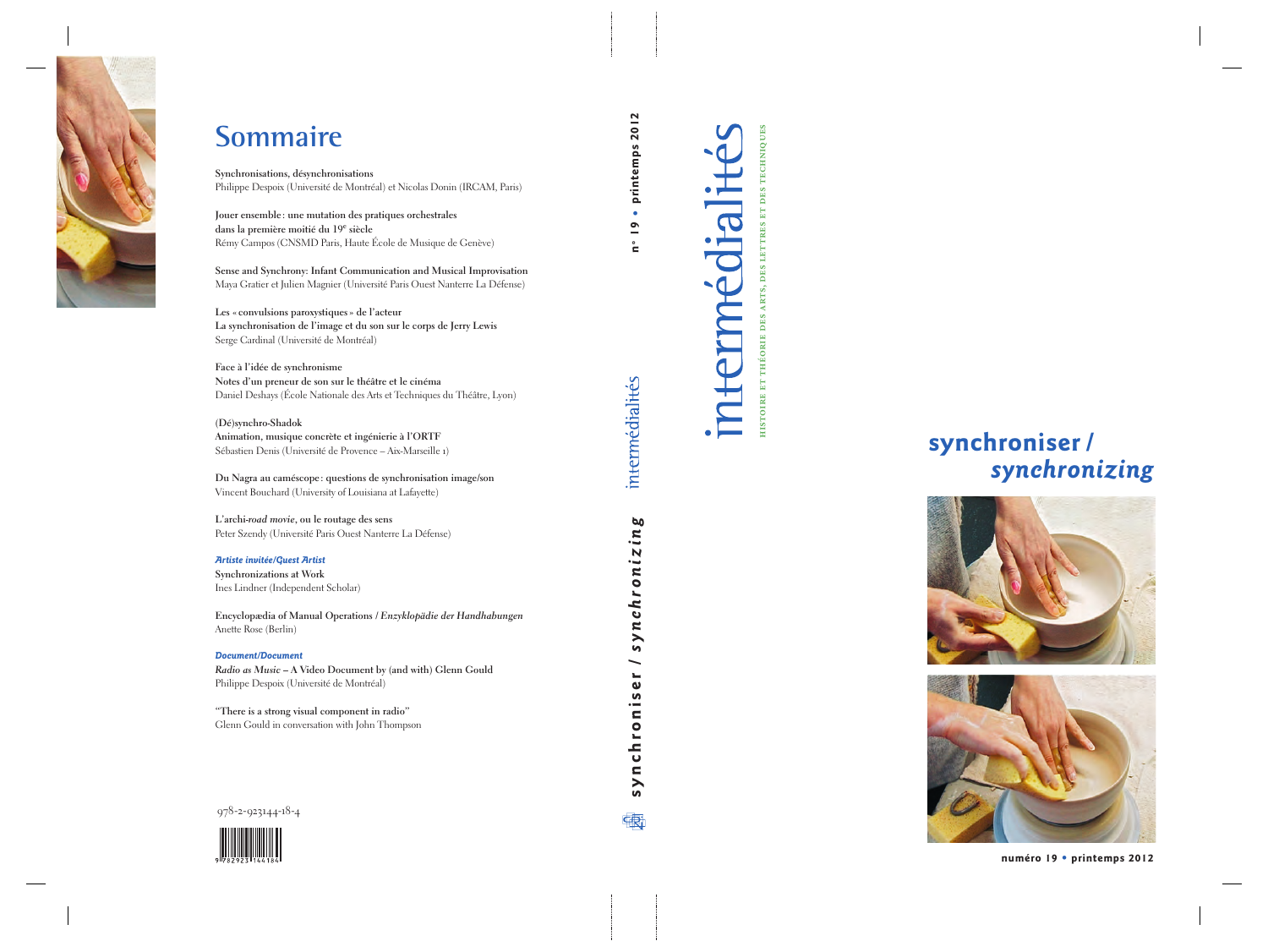# Sommaire

**Synchronisations, désynchronisations**
Philippe Despoix (Université de Montréal) et Nicolas Donin (IRCAM, Paris)

**Jouer ensemble : une mutation des pratiques orchestrales dans la première moitié du 19e siècle**
Rémy Campos (CNSMD Paris, Haute École de Musique de Genève)

**Sense and Synchrony: Infant Communication and Musical Improvisation**
Maya Gratier et Julien Magnier (Université Paris Ouest Nanterre La Défense)

**Les « convulsions paroxystiques » de l'acteur**
**La synchronisation de l'image et du son sur le corps de Jerry Lewis**
Serge Cardinal (Université de Montréal)

**Face à l'idée de synchronisme**
**Notes d'un preneur de son sur le théâtre et le cinéma**
Daniel Deshays (École Nationale des Arts et Techniques du Théâtre, Lyon)

**(Dé)synchro-Shadok**
**Animation, musique concrète et ingénierie à l'ORTF**
Sébastien Denis (Université de Provence – Aix-Marseille 1)

**Du Nagra au caméscope : questions de synchronisation image/son**
Vincent Bouchard (University of Louisiana at Lafayette)

**L'archi-*road movie*, ou le routage des sens**
Peter Szendy (Université Paris Ouest Nanterre La Défense)

***Artiste invitée/Guest Artist***

**Synchronizations at Work**
Ines Lindner (Independent Scholar)

**Encyclopædia of Manual Operations / *Enzyklopädie der Handhabungen***
Anette Rose (Berlin)

***Document/Document***

***Radio as Music* – A Video Document by (and with) Glenn Gould**
Philippe Despoix (Université de Montréal)

**"There is a strong visual component in radio"**
Glenn Gould in conversation with John Thompson

978-2-923144-18-4

**synchroniser / *synchronizing***

intermédialités

n° 19 • printemps 2012

intermédialités

HISTOIRE ET THÉORIE DES ARTS, DES LETTRES ET DES TECHNIQUES

**synchroniser /**
***synchronizing***

**numéro 19 • printemps 2012**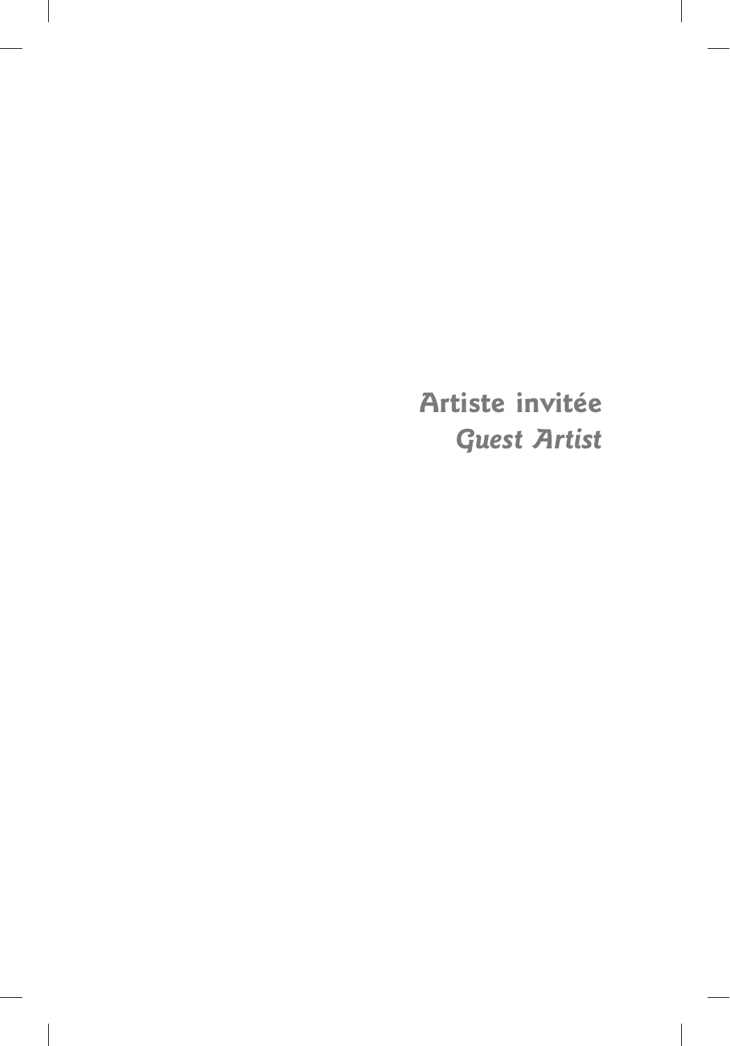# Artiste invitée

# *Guest Artist*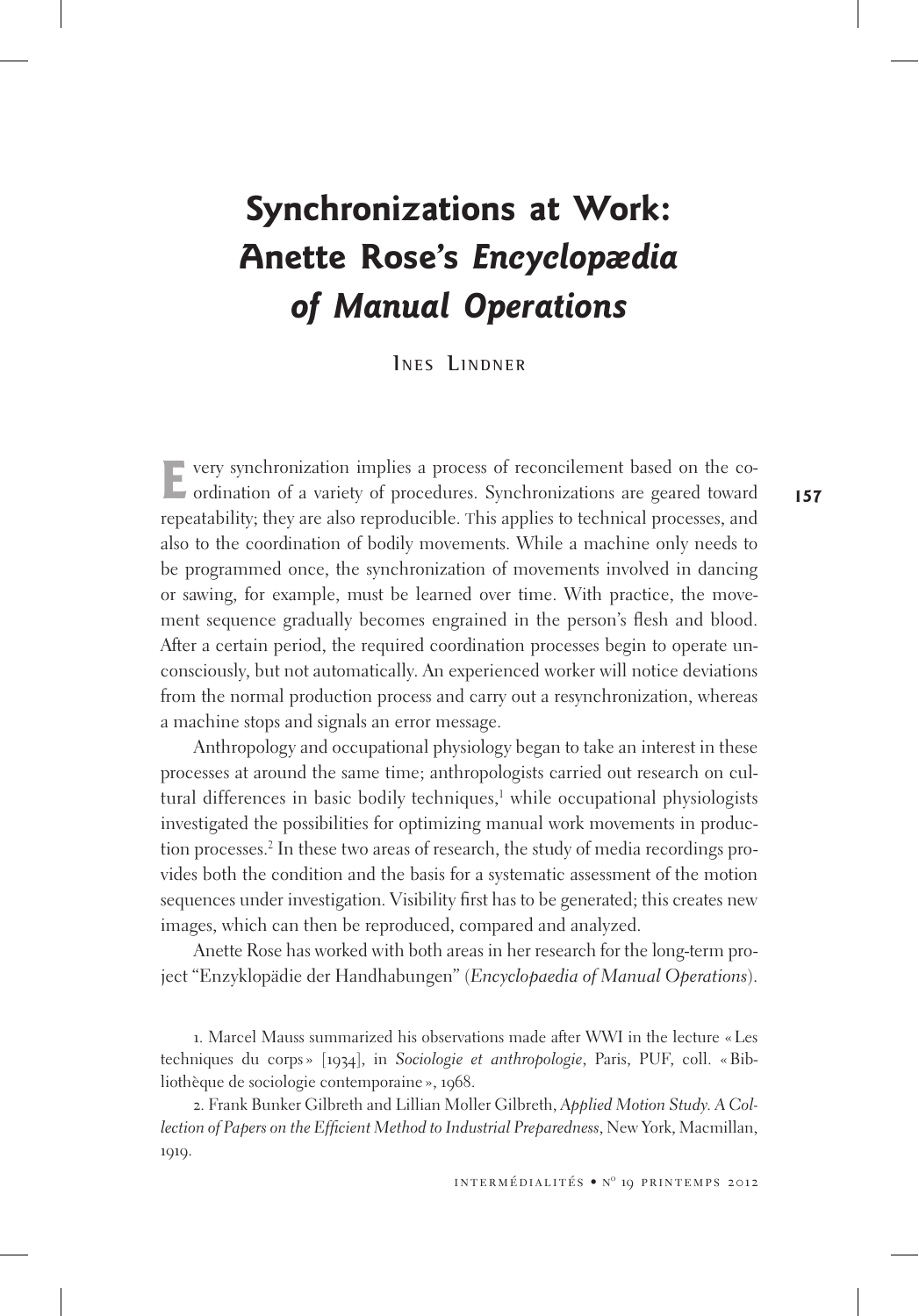# Synchronizations at Work: Anette Rose's *Encyclopædia of Manual Operations*

Ines Lindner

Every synchronization implies a process of reconcilement based on the coordination of a variety of procedures. Synchronizations are geared toward repeatability; they are also reproducible. This applies to technical processes, and also to the coordination of bodily movements. While a machine only needs to be programmed once, the synchronization of movements involved in dancing or sawing, for example, must be learned over time. With practice, the movement sequence gradually becomes engrained in the person's flesh and blood. After a certain period, the required coordination processes begin to operate unconsciously, but not automatically. An experienced worker will notice deviations from the normal production process and carry out a resynchronization, whereas a machine stops and signals an error message.

Anthropology and occupational physiology began to take an interest in these processes at around the same time; anthropologists carried out research on cultural differences in basic bodily techniques,[1] while occupational physiologists investigated the possibilities for optimizing manual work movements in production processes.[2] In these two areas of research, the study of media recordings provides both the condition and the basis for a systematic assessment of the motion sequences under investigation. Visibility first has to be generated; this creates new images, which can then be reproduced, compared and analyzed.

Anette Rose has worked with both areas in her research for the long-term project "Enzyklopädie der Handhabungen" (*Encyclopaedia of Manual Operations*).

1. Marcel Mauss summarized his observations made after WWI in the lecture « Les techniques du corps » [1934], in *Sociologie et anthropologie*, Paris, PUF, coll. « Bibliothèque de sociologie contemporaine », 1968.

2. Frank Bunker Gilbreth and Lillian Moller Gilbreth, *Applied Motion Study. A Collection of Papers on the Efficient Method to Industrial Preparedness*, New York, Macmillan, 1919.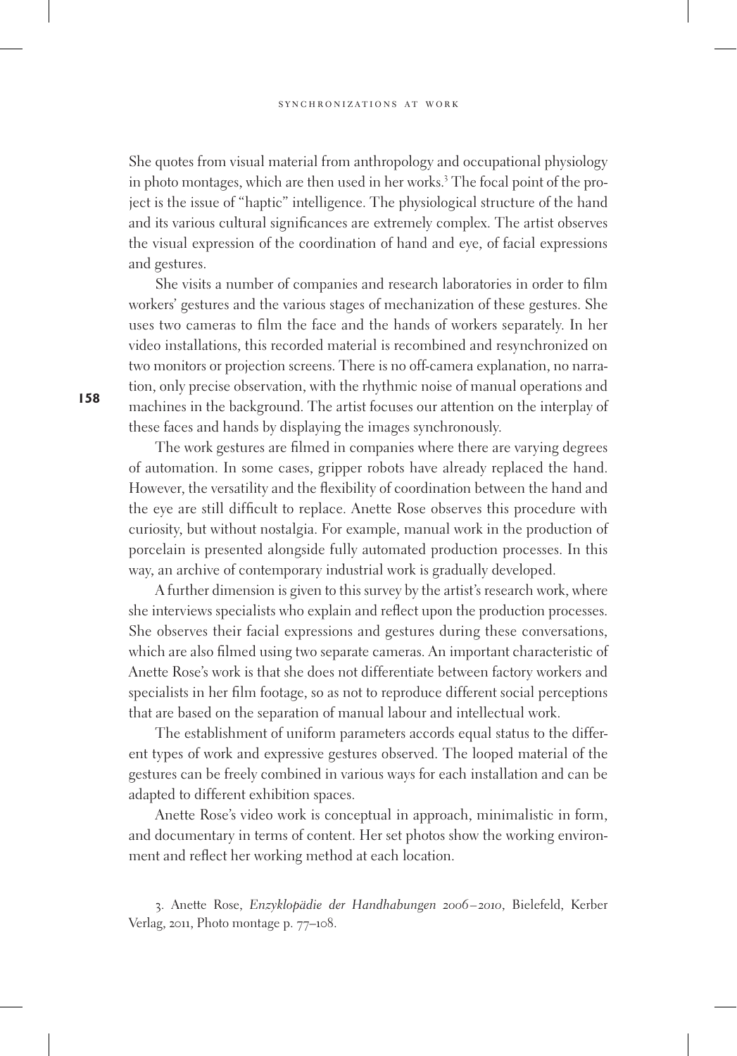She quotes from visual material from anthropology and occupational physiology in photo montages, which are then used in her works.[3] The focal point of the project is the issue of "haptic" intelligence. The physiological structure of the hand and its various cultural significances are extremely complex. The artist observes the visual expression of the coordination of hand and eye, of facial expressions and gestures.

She visits a number of companies and research laboratories in order to film workers' gestures and the various stages of mechanization of these gestures. She uses two cameras to film the face and the hands of workers separately. In her video installations, this recorded material is recombined and resynchronized on two monitors or projection screens. There is no off-camera explanation, no narration, only precise observation, with the rhythmic noise of manual operations and machines in the background. The artist focuses our attention on the interplay of these faces and hands by displaying the images synchronously.

The work gestures are filmed in companies where there are varying degrees of automation. In some cases, gripper robots have already replaced the hand. However, the versatility and the flexibility of coordination between the hand and the eye are still difficult to replace. Anette Rose observes this procedure with curiosity, but without nostalgia. For example, manual work in the production of porcelain is presented alongside fully automated production processes. In this way, an archive of contemporary industrial work is gradually developed.

A further dimension is given to this survey by the artist's research work, where she interviews specialists who explain and reflect upon the production processes. She observes their facial expressions and gestures during these conversations, which are also filmed using two separate cameras. An important characteristic of Anette Rose's work is that she does not differentiate between factory workers and specialists in her film footage, so as not to reproduce different social perceptions that are based on the separation of manual labour and intellectual work.

The establishment of uniform parameters accords equal status to the different types of work and expressive gestures observed. The looped material of the gestures can be freely combined in various ways for each installation and can be adapted to different exhibition spaces.

Anette Rose's video work is conceptual in approach, minimalistic in form, and documentary in terms of content. Her set photos show the working environment and reflect her working method at each location.

3. Anette Rose, *Enzyklopädie der Handhabungen 2006–2010*, Bielefeld, Kerber Verlag, 2011, Photo montage p. 77–108.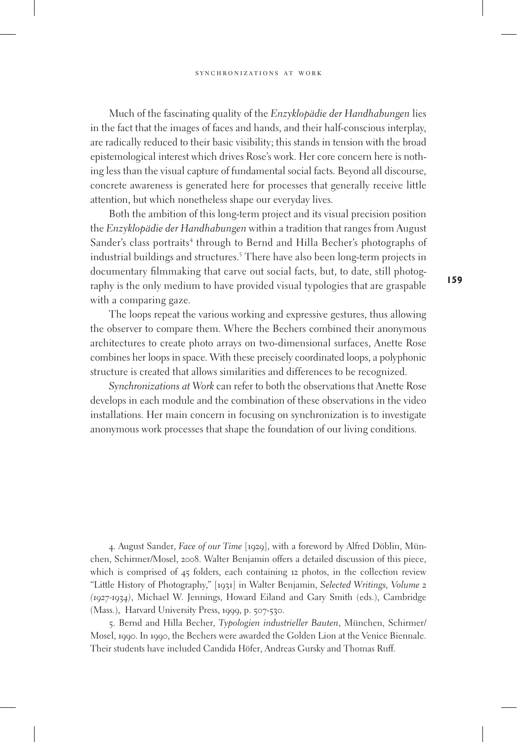Much of the fascinating quality of the *Enzyklopädie der Handhabungen* lies in the fact that the images of faces and hands, and their half-conscious interplay, are radically reduced to their basic visibility; this stands in tension with the broad epistemological interest which drives Rose's work. Her core concern here is nothing less than the visual capture of fundamental social facts. Beyond all discourse, concrete awareness is generated here for processes that generally receive little attention, but which nonetheless shape our everyday lives.

Both the ambition of this long-term project and its visual precision position the *Enzyklopädie der Handhabungen* within a tradition that ranges from August Sander's class portraits[4] through to Bernd and Hilla Becher's photographs of industrial buildings and structures.[5] There have also been long-term projects in documentary filmmaking that carve out social facts, but, to date, still photography is the only medium to have provided visual typologies that are graspable with a comparing gaze.

The loops repeat the various working and expressive gestures, thus allowing the observer to compare them. Where the Bechers combined their anonymous architectures to create photo arrays on two-dimensional surfaces, Anette Rose combines her loops in space. With these precisely coordinated loops, a polyphonic structure is created that allows similarities and differences to be recognized.

*Synchronizations at Work* can refer to both the observations that Anette Rose develops in each module and the combination of these observations in the video installations. Her main concern in focusing on synchronization is to investigate anonymous work processes that shape the foundation of our living conditions.

4. August Sander, *Face of our Time* [1929], with a foreword by Alfred Döblin, München, Schirmer/Mosel, 2008. Walter Benjamin offers a detailed discussion of this piece, which is comprised of 45 folders, each containing 12 photos, in the collection review "Little History of Photography," [1931] in Walter Benjamin, *Selected Writings, Volume 2 (1927-1934)*, Michael W. Jennings, Howard Eiland and Gary Smith (eds.), Cambridge (Mass.), Harvard University Press, 1999, p. 507-530.

5. Bernd and Hilla Becher, *Typologien industrieller Bauten*, München, Schirmer/Mosel, 1990. In 1990, the Bechers were awarded the Golden Lion at the Venice Biennale. Their students have included Candida Höfer, Andreas Gursky and Thomas Ruff.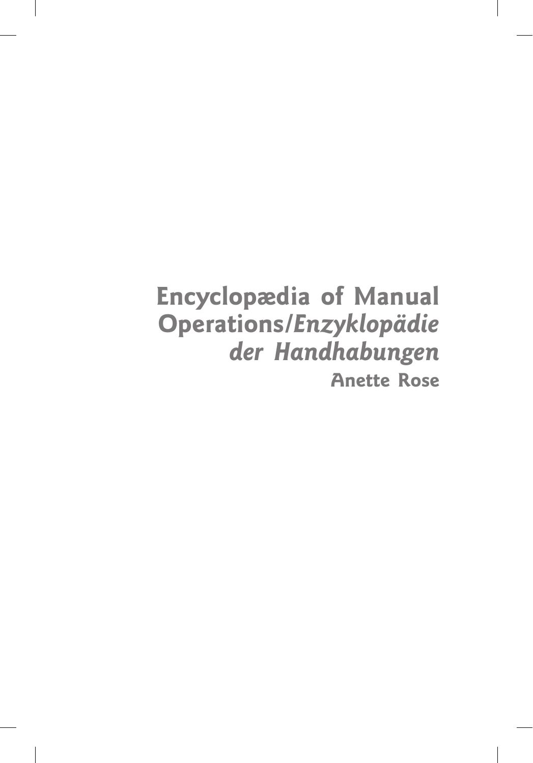# **Encyclopædia of Manual Operations/*Enzyklopädie der Handhabungen***

**Anette Rose**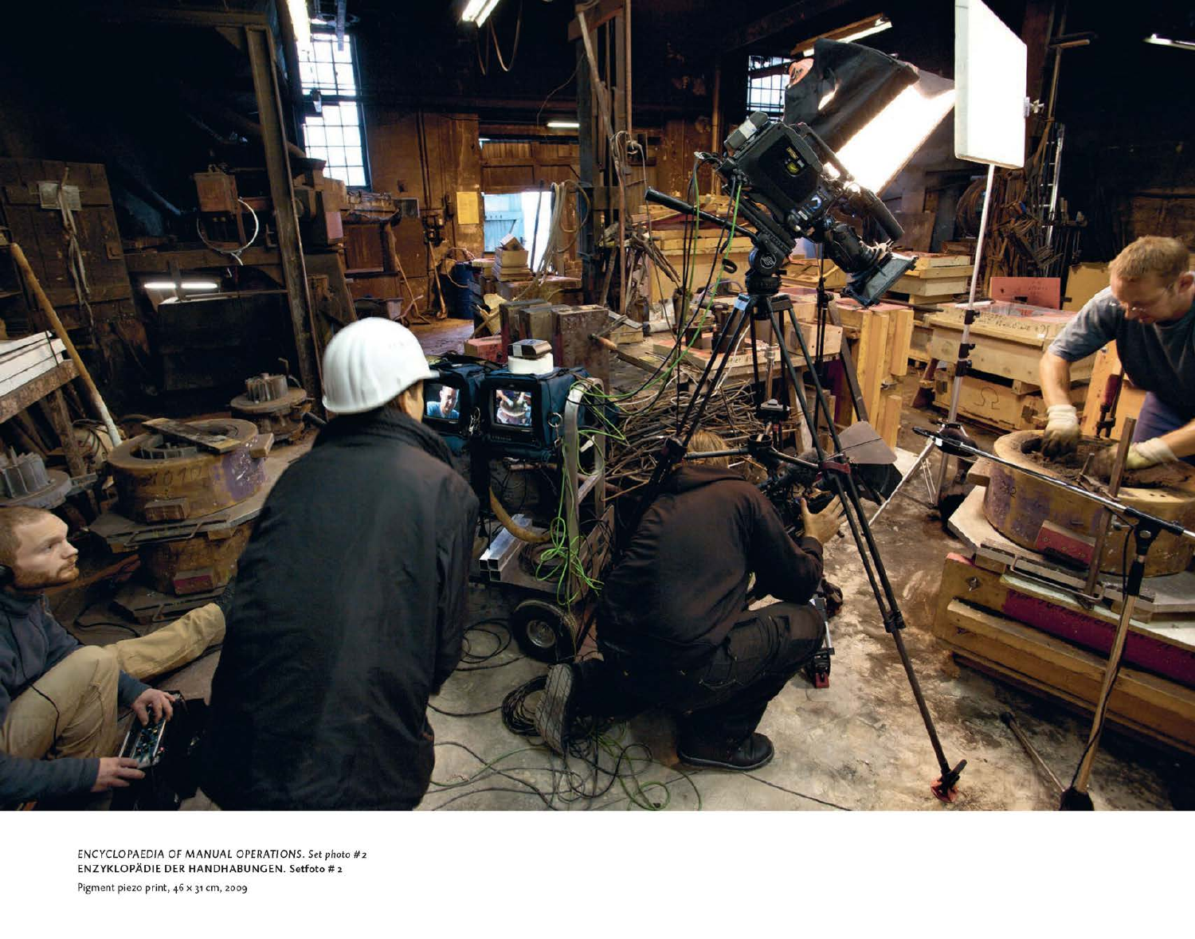*ENCYCLOPAEDIA OF MANUAL OPERATIONS. Set photo #2*
**ENZYKLOPÄDIE DER HANDHABUNGEN. Setfoto #2**
Pigment piezo print, 46 x 31 cm, 2009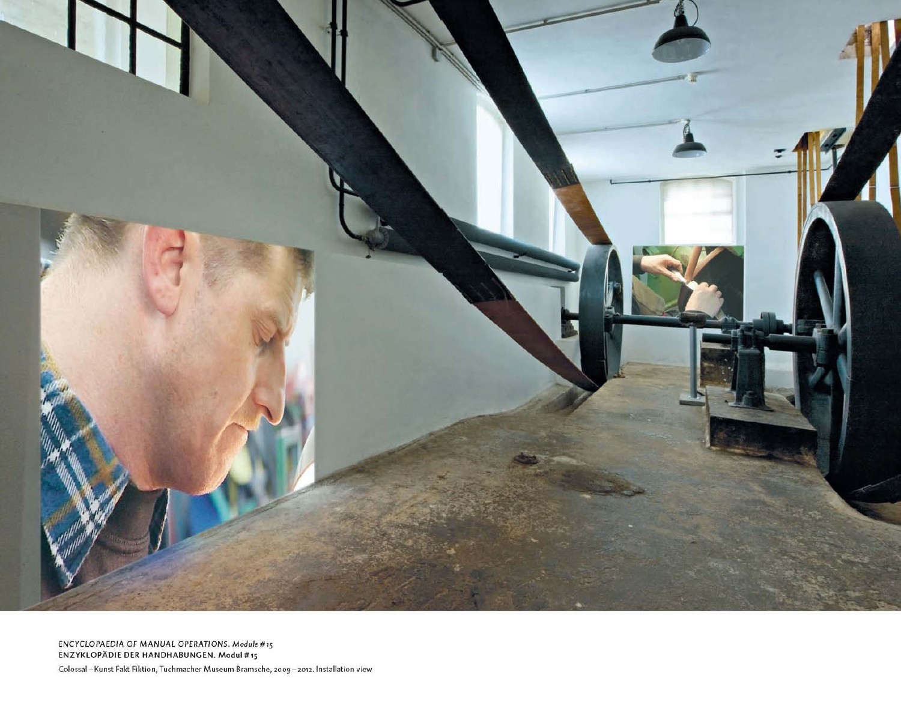*ENCYCLOPAEDIA OF MANUAL OPERATIONS. Module #15*
**ENZYKLOPÄDIE DER HANDHABUNGEN. Modul #15**
Colossal – Kunst Fakt Fiktion, Tuchmacher Museum Bramsche, 2009 – 2012. Installation view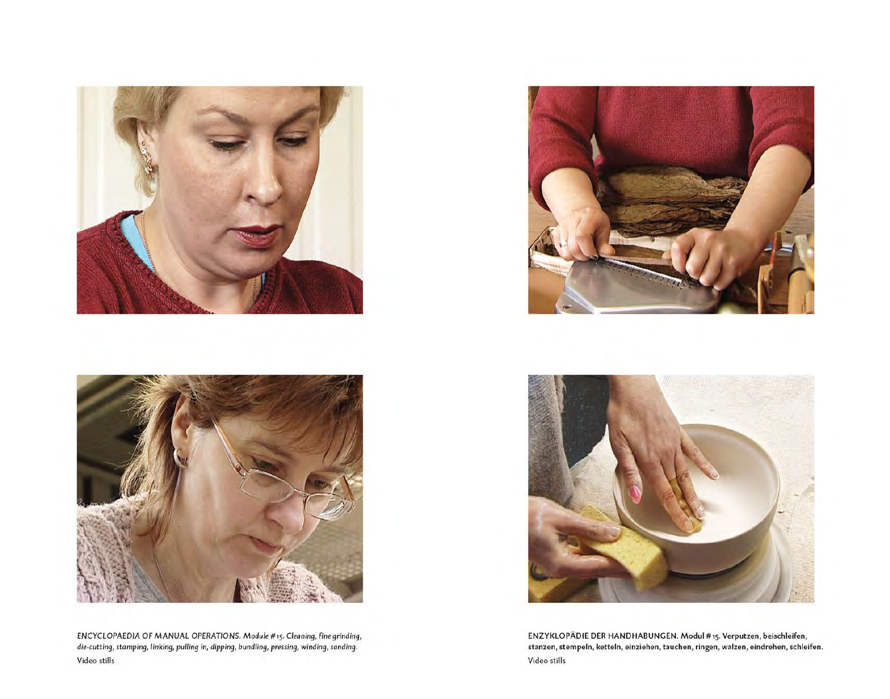*ENCYCLOPAEDIA OF MANUAL OPERATIONS. Module #15. Cleaning, fine grinding, die-cutting, stamping, linking, pulling in, dipping, bundling, pressing, winding, sanding.*
Video stills

**ENZYKLOPÄDIE DER HANDHABUNGEN. Modul #15. Verputzen, beischleifen, stanzen, stempeln, ketteln, einziehen, tauchen, ringen, walzen, eindrehen, schleifen.**
Video stills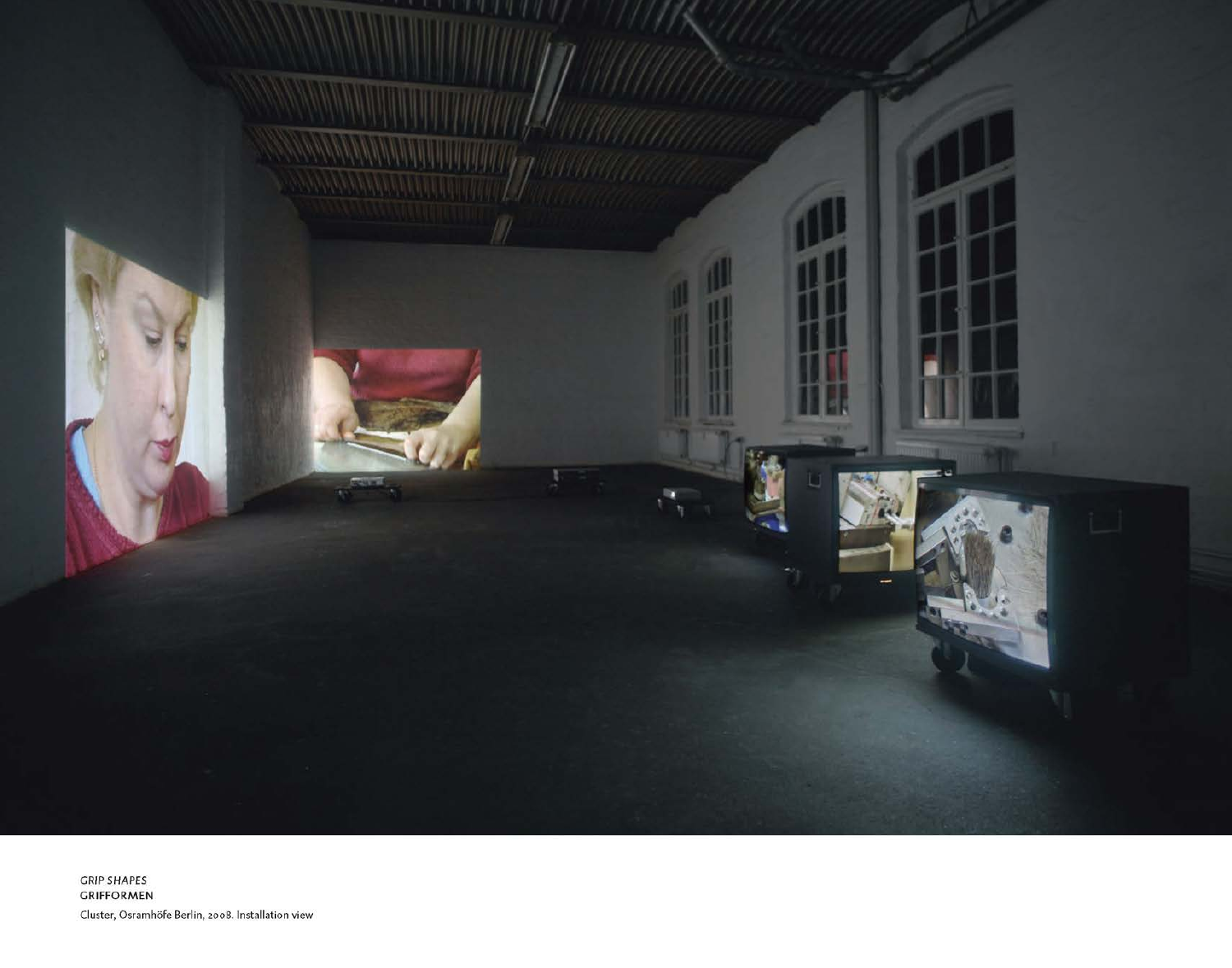*GRIP SHAPES*
**GRIFFORMEN**
Cluster, Osramhöfe Berlin, 2008. Installation view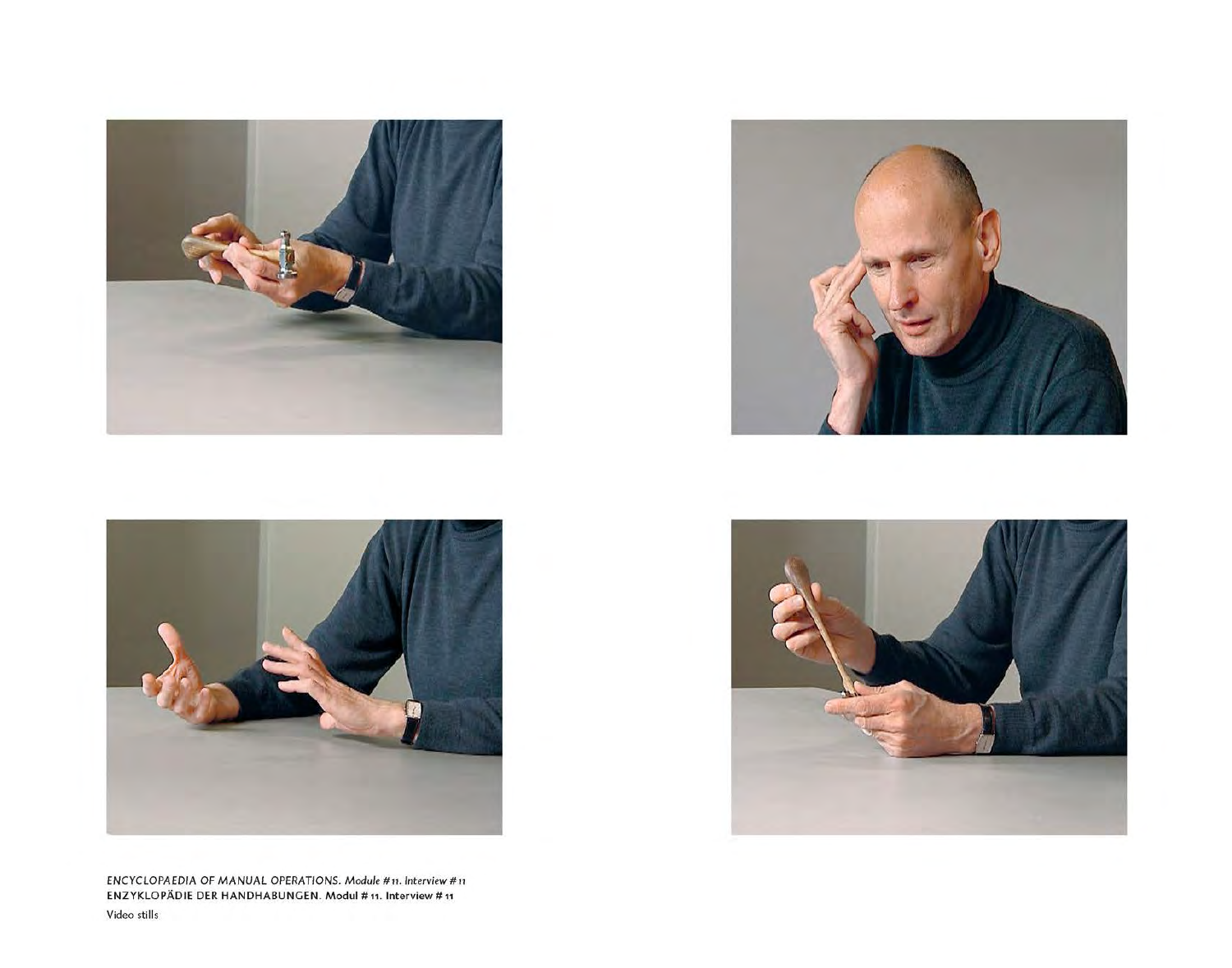*ENCYCLOPAEDIA OF MANUAL OPERATIONS. Module # 11. Interview # 11*
**ENZYKLOPÄDIE DER HANDHABUNGEN. Modul # 11. Interview # 11**
Video stills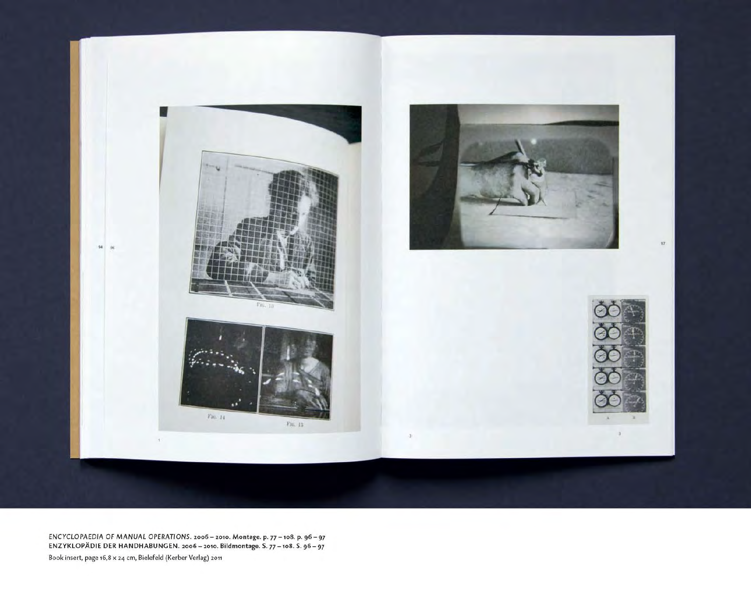*ENCYCLOPAEDIA OF MANUAL OPERATIONS.* **2006 – 2010. Montage. p. 77 – 108. p. 96 – 97**
**ENZYKLOPÄDIE DER HANDHABUNGEN. 2006 – 2010. Bildmontage. S. 77 – 108. S. 96 – 97**
Book insert, page 16,8 x 24 cm, Bielefeld (Kerber Verlag) 2011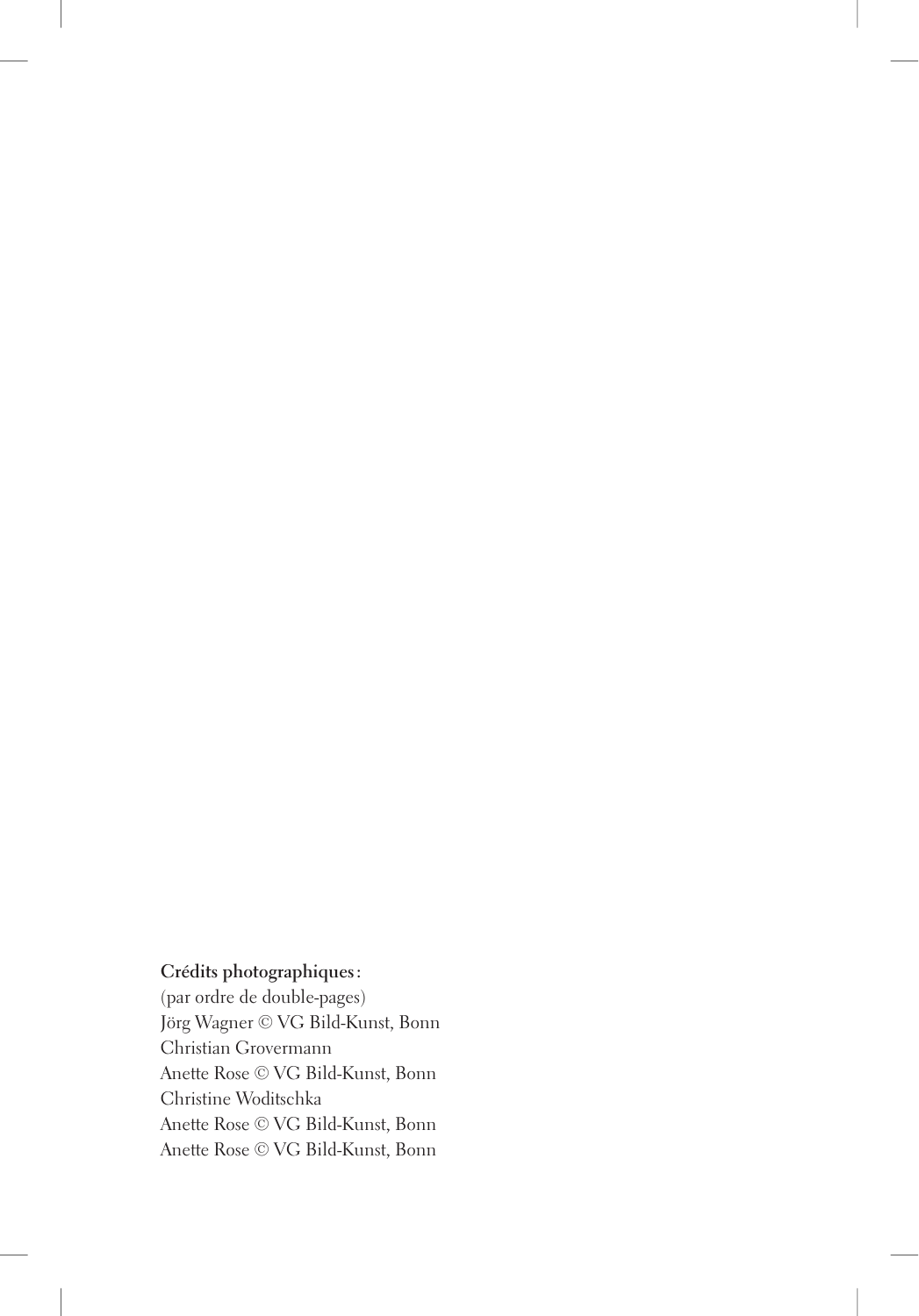**Crédits photographiques :**
(par ordre de double-pages)
Jörg Wagner © VG Bild-Kunst, Bonn
Christian Grovermann
Anette Rose © VG Bild-Kunst, Bonn
Christine Woditschka
Anette Rose © VG Bild-Kunst, Bonn
Anette Rose © VG Bild-Kunst, Bonn